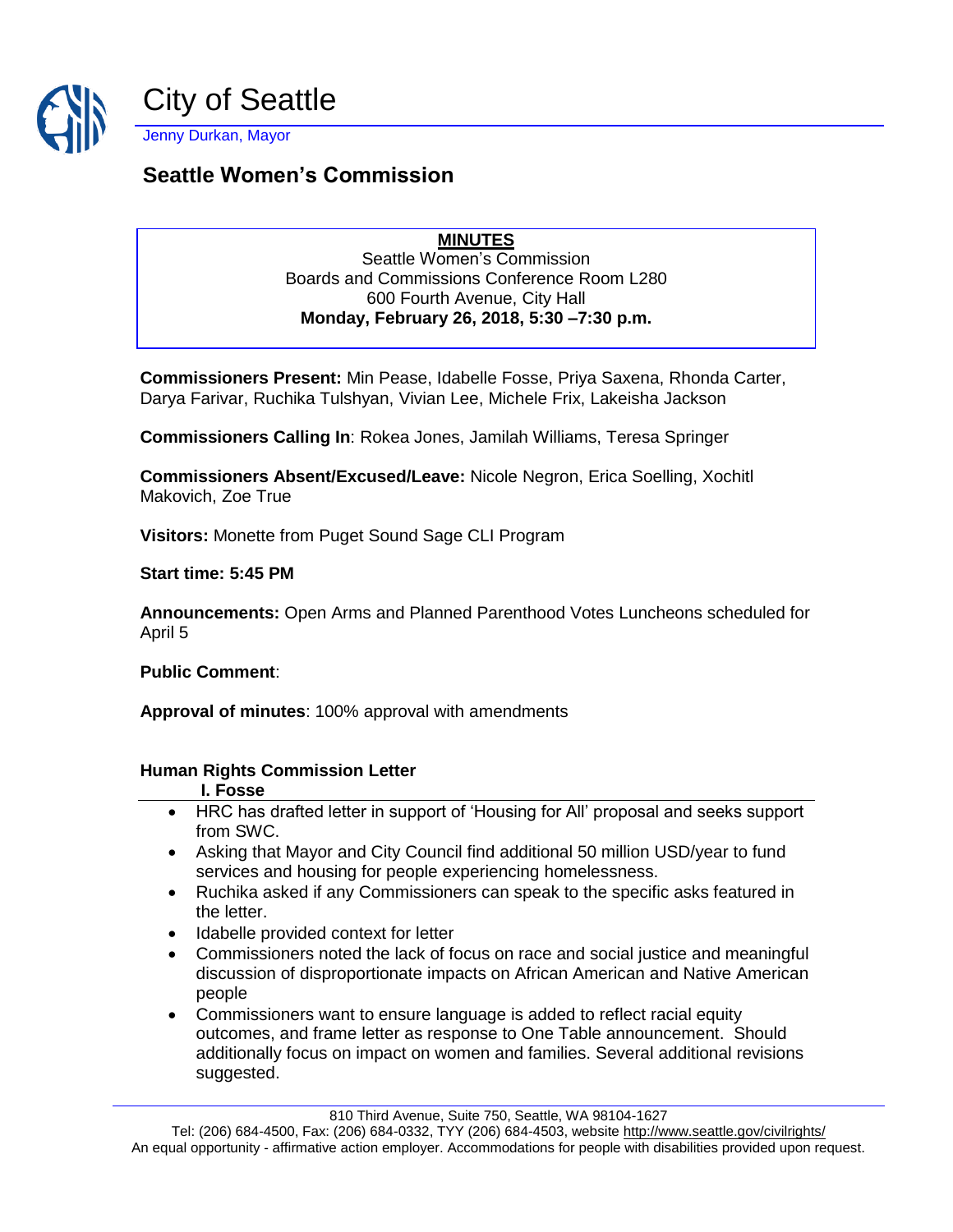# City of Seattle

Jenny Durkan, Mayor

## Seattle Women's Commission

**MINUTES**
Seattle Women's Commission
Boards and Commissions Conference Room L280
600 Fourth Avenue, City Hall
**Monday, February 26, 2018, 5:30 –7:30 p.m.**

**Commissioners Present:** Min Pease, Idabelle Fosse, Priya Saxena, Rhonda Carter, Darya Farivar, Ruchika Tulshyan, Vivian Lee, Michele Frix, Lakeisha Jackson

**Commissioners Calling In**: Rokea Jones, Jamilah Williams, Teresa Springer

**Commissioners Absent/Excused/Leave:** Nicole Negron, Erica Soelling, Xochitl Makovich, Zoe True

**Visitors:** Monette from Puget Sound Sage CLI Program

**Start time: 5:45 PM**

**Announcements:** Open Arms and Planned Parenthood Votes Luncheons scheduled for April 5

**Public Comment**:

**Approval of minutes**: 100% approval with amendments

### Human Rights Commission Letter

**I. Fosse**

- HRC has drafted letter in support of 'Housing for All' proposal and seeks support from SWC.
- Asking that Mayor and City Council find additional 50 million USD/year to fund services and housing for people experiencing homelessness.
- Ruchika asked if any Commissioners can speak to the specific asks featured in the letter.
- Idabelle provided context for letter
- Commissioners noted the lack of focus on race and social justice and meaningful discussion of disproportionate impacts on African American and Native American people
- Commissioners want to ensure language is added to reflect racial equity outcomes, and frame letter as response to One Table announcement. Should additionally focus on impact on women and families. Several additional revisions suggested.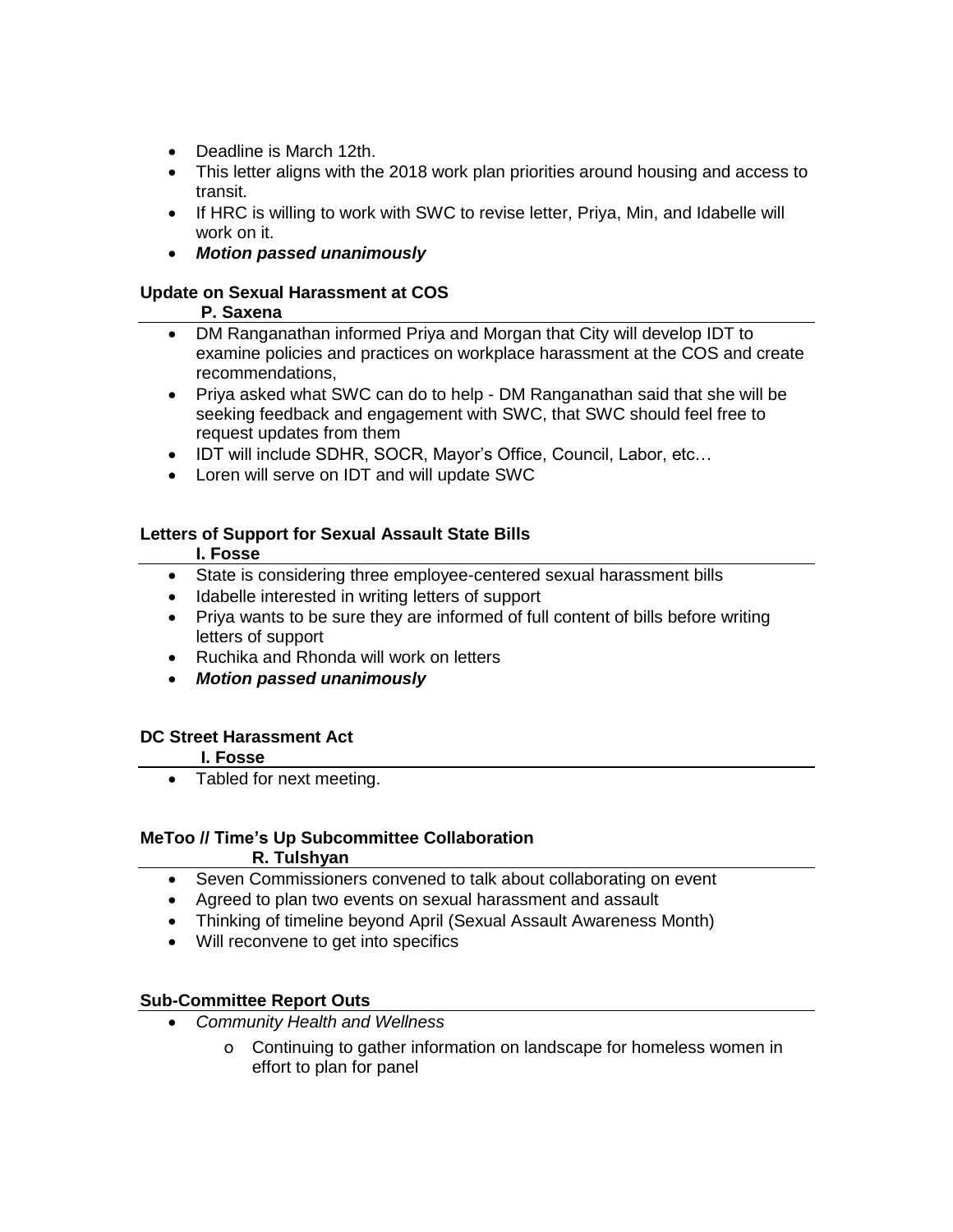- Deadline is March 12th.
- This letter aligns with the 2018 work plan priorities around housing and access to transit.
- If HRC is willing to work with SWC to revise letter, Priya, Min, and Idabelle will work on it.
- ***Motion passed unanimously***

**Update on Sexual Harassment at COS**
**P. Saxena**

- DM Ranganathan informed Priya and Morgan that City will develop IDT to examine policies and practices on workplace harassment at the COS and create recommendations,
- Priya asked what SWC can do to help - DM Ranganathan said that she will be seeking feedback and engagement with SWC, that SWC should feel free to request updates from them
- IDT will include SDHR, SOCR, Mayor's Office, Council, Labor, etc…
- Loren will serve on IDT and will update SWC

**Letters of Support for Sexual Assault State Bills**
**I. Fosse**

- State is considering three employee-centered sexual harassment bills
- Idabelle interested in writing letters of support
- Priya wants to be sure they are informed of full content of bills before writing letters of support
- Ruchika and Rhonda will work on letters
- ***Motion passed unanimously***

**DC Street Harassment Act**
**I. Fosse**

- Tabled for next meeting.

**MeToo // Time's Up Subcommittee Collaboration**
**R. Tulshyan**

- Seven Commissioners convened to talk about collaborating on event
- Agreed to plan two events on sexual harassment and assault
- Thinking of timeline beyond April (Sexual Assault Awareness Month)
- Will reconvene to get into specifics

**Sub-Committee Report Outs**

- *Community Health and Wellness*
  - Continuing to gather information on landscape for homeless women in effort to plan for panel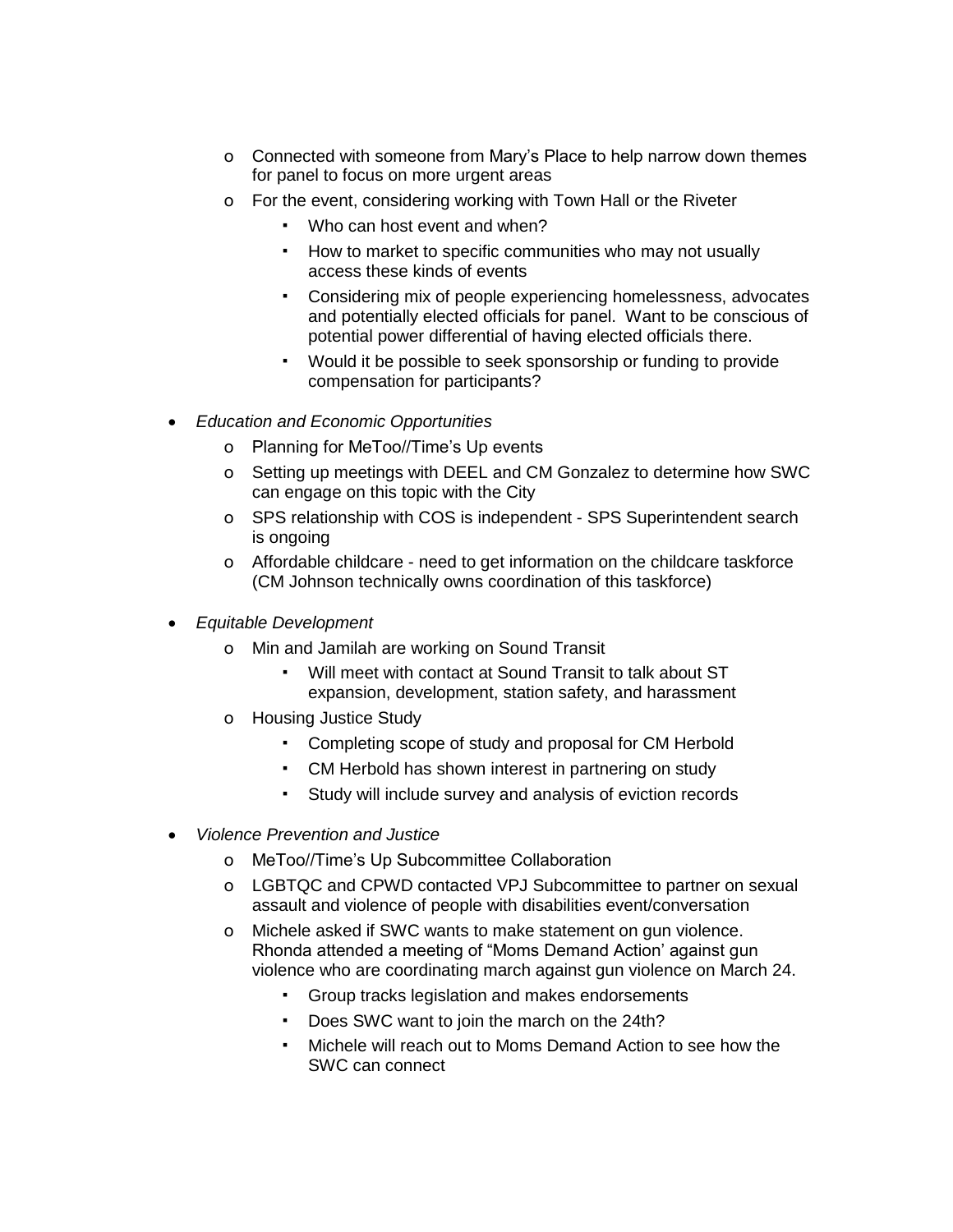- Connected with someone from Mary's Place to help narrow down themes for panel to focus on more urgent areas
- For the event, considering working with Town Hall or the Riveter
  - Who can host event and when?
  - How to market to specific communities who may not usually access these kinds of events
  - Considering mix of people experiencing homelessness, advocates and potentially elected officials for panel. Want to be conscious of potential power differential of having elected officials there.
  - Would it be possible to seek sponsorship or funding to provide compensation for participants?

- *Education and Economic Opportunities*
  - Planning for MeToo//Time's Up events
  - Setting up meetings with DEEL and CM Gonzalez to determine how SWC can engage on this topic with the City
  - SPS relationship with COS is independent - SPS Superintendent search is ongoing
  - Affordable childcare - need to get information on the childcare taskforce (CM Johnson technically owns coordination of this taskforce)

- *Equitable Development*
  - Min and Jamilah are working on Sound Transit
    - Will meet with contact at Sound Transit to talk about ST expansion, development, station safety, and harassment
  - Housing Justice Study
    - Completing scope of study and proposal for CM Herbold
    - CM Herbold has shown interest in partnering on study
    - Study will include survey and analysis of eviction records

- *Violence Prevention and Justice*
  - MeToo//Time's Up Subcommittee Collaboration
  - LGBTQC and CPWD contacted VPJ Subcommittee to partner on sexual assault and violence of people with disabilities event/conversation
  - Michele asked if SWC wants to make statement on gun violence. Rhonda attended a meeting of "Moms Demand Action' against gun violence who are coordinating march against gun violence on March 24.
    - Group tracks legislation and makes endorsements
    - Does SWC want to join the march on the 24th?
    - Michele will reach out to Moms Demand Action to see how the SWC can connect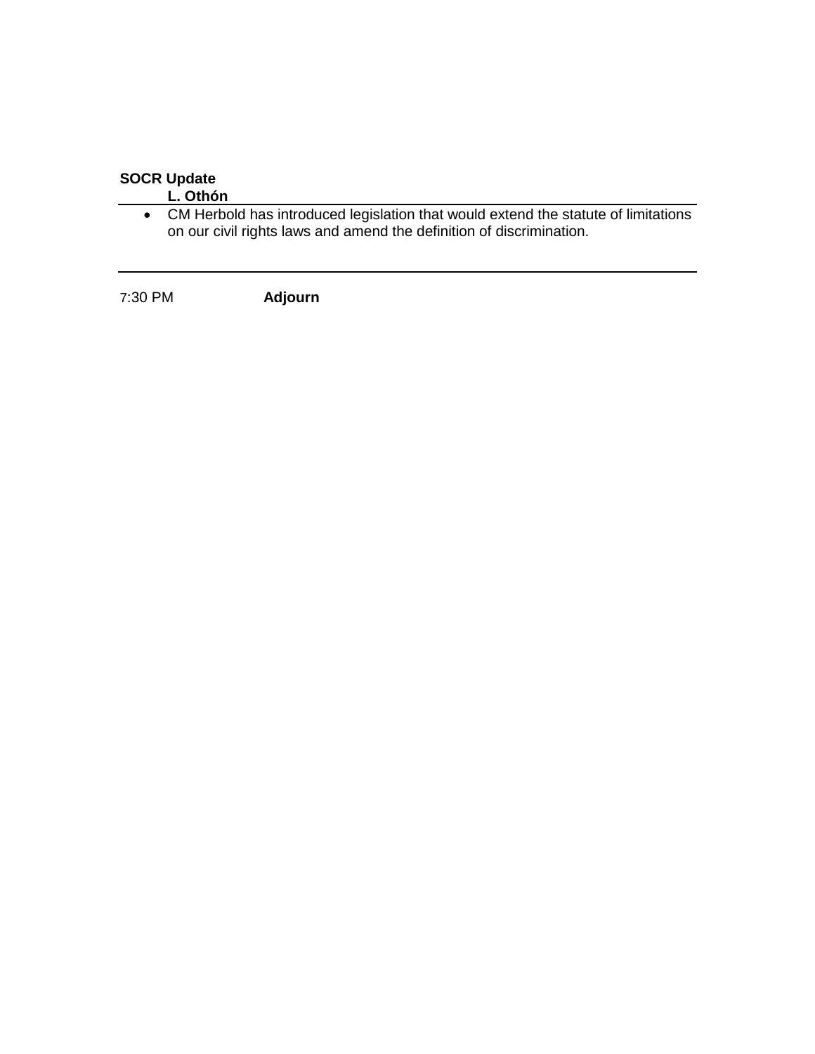**SOCR Update**

**L. Othón**

- CM Herbold has introduced legislation that would extend the statute of limitations on our civil rights laws and amend the definition of discrimination.

7:30 PM **Adjourn**